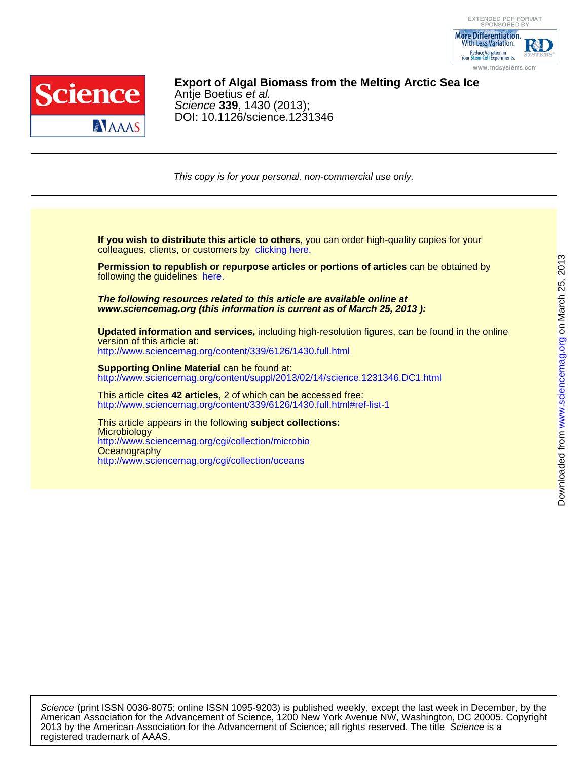# Export of Algal Biomass from the Melting Arctic Sea Ice

Antje Boetius *et al.*

*Science* **339**, 1430 (2013);

DOI: 10.1126/science.1231346

*This copy is for your personal, non-commercial use only.*

**If you wish to distribute this article to others**, you can order high-quality copies for your colleagues, clients, or customers by clicking here.

**Permission to republish or repurpose articles or portions of articles** can be obtained by following the guidelines here.

***The following resources related to this article are available online at www.sciencemag.org (this information is current as of March 25, 2013 ):***

**Updated information and services,** including high-resolution figures, can be found in the online version of this article at:
http://www.sciencemag.org/content/339/6126/1430.full.html

**Supporting Online Material** can be found at:
http://www.sciencemag.org/content/suppl/2013/02/14/science.1231346.DC1.html

This article **cites 42 articles**, 2 of which can be accessed free:
http://www.sciencemag.org/content/339/6126/1430.full.html#ref-list-1

This article appears in the following **subject collections:**
Microbiology
http://www.sciencemag.org/cgi/collection/microbio
Oceanography
http://www.sciencemag.org/cgi/collection/oceans

*Science* (print ISSN 0036-8075; online ISSN 1095-9203) is published weekly, except the last week in December, by the American Association for the Advancement of Science, 1200 New York Avenue NW, Washington, DC 20005. Copyright 2013 by the American Association for the Advancement of Science; all rights reserved. The title *Science* is a registered trademark of AAAS.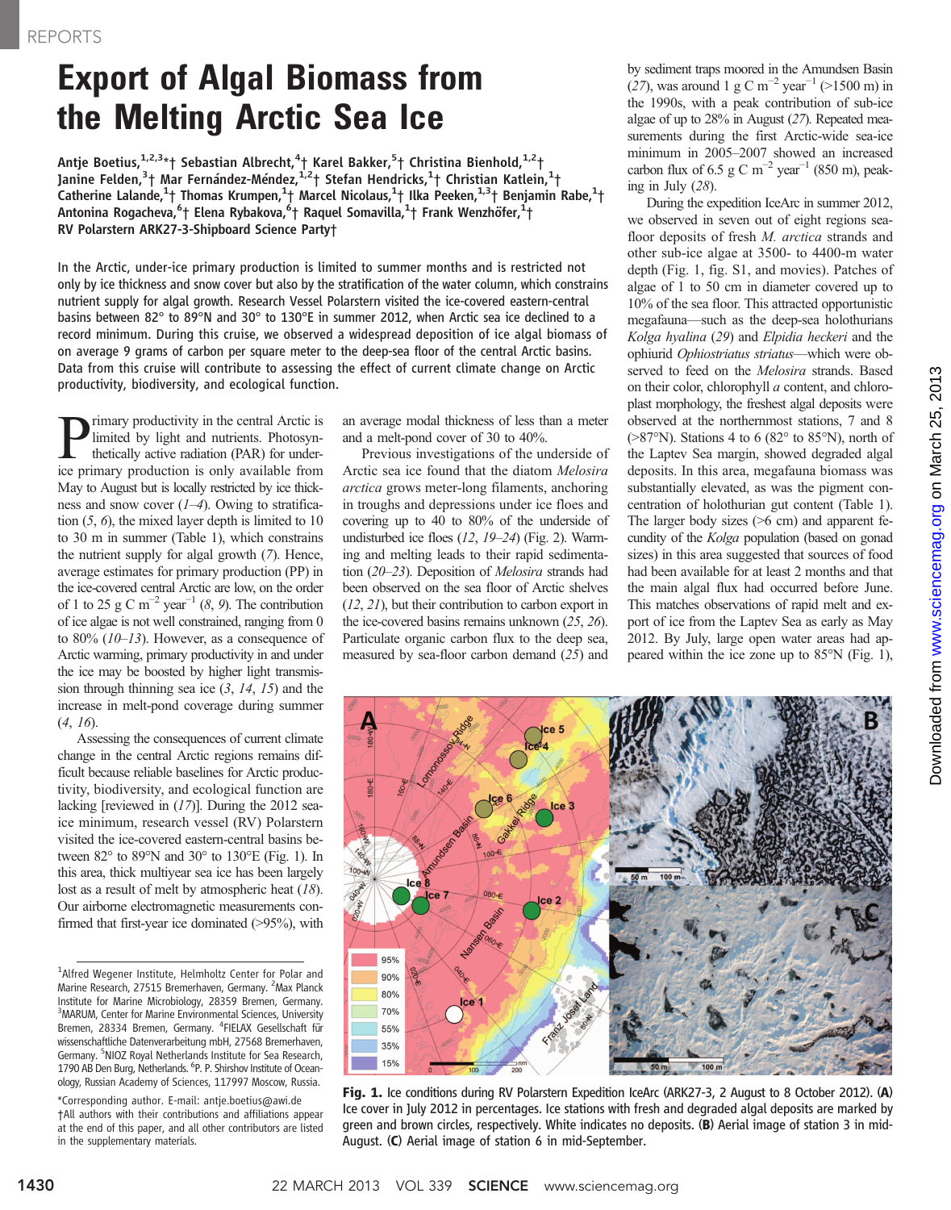# Export of Algal Biomass from the Melting Arctic Sea Ice

**Antje Boetius,[1,2,3]*† Sebastian Albrecht,[4]† Karel Bakker,[5]† Christina Bienhold,[1,2]† Janine Felden,[3]† Mar Fernández-Méndez,[1,2]† Stefan Hendricks,[1]† Christian Katlein,[1]† Catherine Lalande,[1]† Thomas Krumpen,[1]† Marcel Nicolaus,[1]† Ilka Peeken,[1,3]† Benjamin Rabe,[1]† Antonina Rogacheva,[6]† Elena Rybakova,[6]† Raquel Somavilla,[1]† Frank Wenzhöfer,[1]† RV Polarstern ARK27-3-Shipboard Science Party†**

In the Arctic, under-ice primary production is limited to summer months and is restricted not only by ice thickness and snow cover but also by the stratification of the water column, which constrains nutrient supply for algal growth. Research Vessel Polarstern visited the ice-covered eastern-central basins between 82° to 89°N and 30° to 130°E in summer 2012, when Arctic sea ice declined to a record minimum. During this cruise, we observed a widespread deposition of ice algal biomass of on average 9 grams of carbon per square meter to the deep-sea floor of the central Arctic basins. Data from this cruise will contribute to assessing the effect of current climate change on Arctic productivity, biodiversity, and ecological function.

Primary productivity in the central Arctic is limited by light and nutrients. Photosynthetically active radiation (PAR) for under-ice primary production is only available from May to August but is locally restricted by ice thickness and snow cover (*1*–*4*). Owing to stratification (*5*, *6*), the mixed layer depth is limited to 10 to 30 m in summer (Table 1), which constrains the nutrient supply for algal growth (*7*). Hence, average estimates for primary production (PP) in the ice-covered central Arctic are low, on the order of 1 to 25 g C $m^{-2}$ $year^{-1}$ (*8*, *9*). The contribution of ice algae is not well constrained, ranging from 0 to 80% (*10*–*13*). However, as a consequence of Arctic warming, primary productivity in and under the ice may be boosted by higher light transmission through thinning sea ice (*3*, *14*, *15*) and the increase in melt-pond coverage during summer (*4*, *16*).

Assessing the consequences of current climate change in the central Arctic regions remains difficult because reliable baselines for Arctic productivity, biodiversity, and ecological function are lacking [reviewed in (*17*)]. During the 2012 sea-ice minimum, research vessel (RV) Polarstern visited the ice-covered eastern-central basins between 82° to 89°N and 30° to 130°E (Fig. 1). In this area, thick multiyear sea ice has been largely lost as a result of melt by atmospheric heat (*18*). Our airborne electromagnetic measurements confirmed that first-year ice dominated (>95%), with an average modal thickness of less than a meter and a melt-pond cover of 30 to 40%.

Previous investigations of the underside of Arctic sea ice found that the diatom *Melosira arctica* grows meter-long filaments, anchoring in troughs and depressions under ice floes and covering up to 40 to 80% of the underside of undisturbed ice floes (*12*, *19*–*24*) (Fig. 2). Warming and melting leads to their rapid sedimentation (*20*–*23*). Deposition of *Melosira* strands had been observed on the sea floor of Arctic shelves (*12*, *21*), but their contribution to carbon export in the ice-covered basins remains unknown (*25*, *26*). Particulate organic carbon flux to the deep sea, measured by sea-floor carbon demand (*25*) and by sediment traps moored in the Amundsen Basin (*27*), was around 1 g C $m^{-2}$ $year^{-1}$ (>1500 m) in the 1990s, with a peak contribution of sub-ice algae of up to 28% in August (*27*). Repeated measurements during the first Arctic-wide sea-ice minimum in 2005–2007 showed an increased carbon flux of 6.5 g C $m^{-2}$ $year^{-1}$ (850 m), peaking in July (*28*).

During the expedition IceArc in summer 2012, we observed in seven out of eight regions sea-floor deposits of fresh *M. arctica* strands and other sub-ice algae at 3500- to 4400-m water depth (Fig. 1, fig. S1, and movies). Patches of algae of 1 to 50 cm in diameter covered up to 10% of the sea floor. This attracted opportunistic megafauna—such as the deep-sea holothurians *Kolga hyalina* (*29*) and *Elpidia heckeri* and the ophiurid *Ophiostriatus striatus*—which were observed to feed on the *Melosira* strands. Based on their color, chlorophyll *a* content, and chloroplast morphology, the freshest algal deposits were observed at the northernmost stations, 7 and 8 (>87°N). Stations 4 to 6 (82° to 85°N), north of the Laptev Sea margin, showed degraded algal deposits. In this area, megafauna biomass was substantially elevated, as was the pigment concentration of holothurian gut content (Table 1). The larger body sizes (>6 cm) and apparent fecundity of the *Kolga* population (based on gonad sizes) in this area suggested that sources of food had been available for at least 2 months and that the main algal flux had occurred before June. This matches observations of rapid melt and export of ice from the Laptev Sea as early as May 2012. By July, large open water areas had appeared within the ice zone up to 85°N (Fig. 1),

**Fig. 1.** Ice conditions during RV Polarstern Expedition IceArc (ARK27-3, 2 August to 8 October 2012). (**A**) Ice cover in July 2012 in percentages. Ice stations with fresh and degraded algal deposits are marked by green and brown circles, respectively. White indicates no deposits. (**B**) Aerial image of station 3 in mid-August. (**C**) Aerial image of station 6 in mid-September.

[1]Alfred Wegener Institute, Helmholtz Center for Polar and Marine Research, 27515 Bremerhaven, Germany. [2]Max Planck Institute for Marine Microbiology, 28359 Bremen, Germany. [3]MARUM, Center for Marine Environmental Sciences, University Bremen, 28334 Bremen, Germany. [4]FIELAX Gesellschaft für wissenschaftliche Datenverarbeitung mbH, 27568 Bremerhaven, Germany. [5]NIOZ Royal Netherlands Institute for Sea Research, 1790 AB Den Burg, Netherlands. [6]P. P. Shirshov Institute of Oceanology, Russian Academy of Sciences, 117997 Moscow, Russia.

*Corresponding author. E-mail: antje.boetius@awi.de
†All authors with their contributions and affiliations appear at the end of this paper, and all other contributors are listed in the supplementary materials.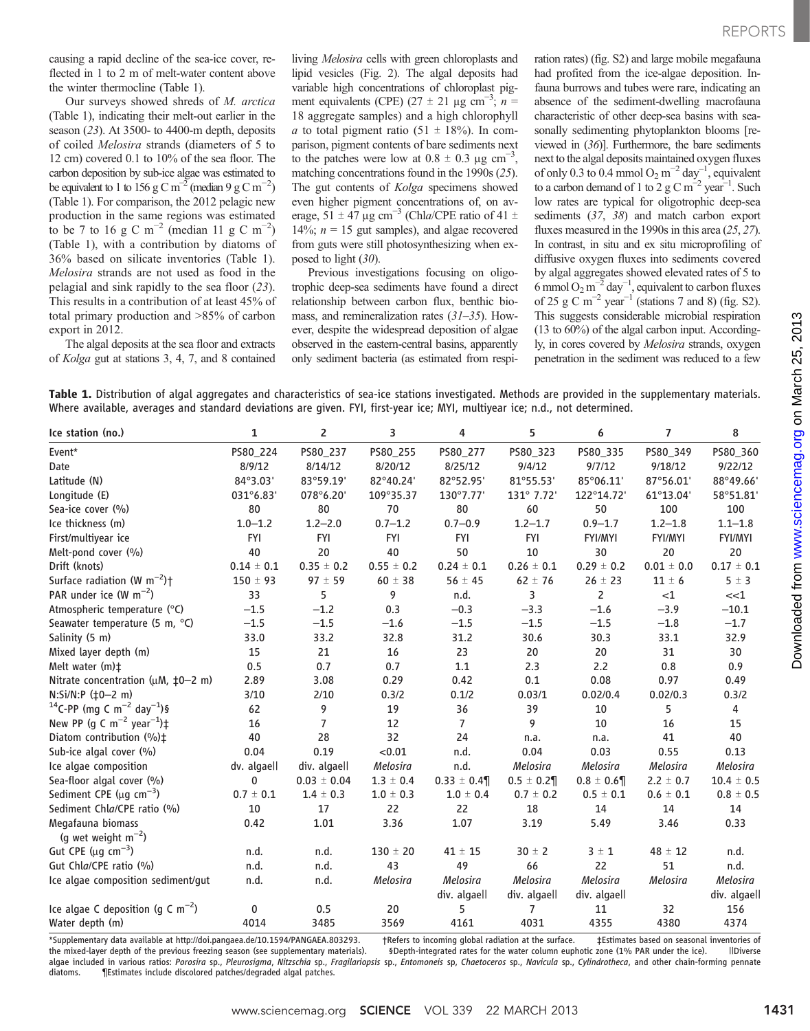causing a rapid decline of the sea-ice cover, reflected in 1 to 2 m of melt-water content above the winter thermocline (Table 1).

Our surveys showed shreds of *M. arctica* (Table 1), indicating their melt-out earlier in the season (*23*). At 3500- to 4400-m depth, deposits of coiled *Melosira* strands (diameters of 5 to 12 cm) covered 0.1 to 10% of the sea floor. The carbon deposition by sub-ice algae was estimated to be equivalent to 1 to 156 g C $m^{-2}$ (median 9 g C $m^{-2}$) (Table 1). For comparison, the 2012 pelagic new production in the same regions was estimated to be 7 to 16 g C $m^{-2}$ (median 11 g C $m^{-2}$) (Table 1), with a contribution by diatoms of 36% based on silicate inventories (Table 1). *Melosira* strands are not used as food in the pelagial and sink rapidly to the sea floor (*23*). This results in a contribution of at least 45% of total primary production and >85% of carbon export in 2012.

The algal deposits at the sea floor and extracts of *Kolga* gut at stations 3, 4, 7, and 8 contained living *Melosira* cells with green chloroplasts and lipid vesicles (Fig. 2). The algal deposits had variable high concentrations of chloroplast pigment equivalents (CPE) (27 ± 21 μg $cm^{-3}$; *n* = 18 aggregate samples) and a high chlorophyll *a* to total pigment ratio (51 ± 18%). In comparison, pigment contents of bare sediments next to the patches were low at 0.8 ± 0.3 μg $cm^{-3}$, matching concentrations found in the 1990s (*25*). The gut contents of *Kolga* specimens showed even higher pigment concentrations of, on average, 51 ± 47 μg $cm^{-3}$ (Chl*a*/CPE ratio of 41 ± 14%; *n* = 15 gut samples), and algae recovered from guts were still photosynthesizing when exposed to light (*30*).

Previous investigations focusing on oligotrophic deep-sea sediments have found a direct relationship between carbon flux, benthic biomass, and remineralization rates (*31*–*35*). However, despite the widespread deposition of algae observed in the eastern-central basins, apparently only sediment bacteria (as estimated from respiration rates) (fig. S2) and large mobile megafauna had profited from the ice-algae deposition. Infauna burrows and tubes were rare, indicating an absence of the sediment-dwelling macrofauna characteristic of other deep-sea basins with seasonally sedimenting phytoplankton blooms [reviewed in (*36*)]. Furthermore, the bare sediments next to the algal deposits maintained oxygen fluxes of only 0.3 to 0.4 mmol $O_2$ $m^{-2}$ $day^{-1}$, equivalent to a carbon demand of 1 to 2 g C $m^{-2}$ $year^{-1}$. Such low rates are typical for oligotrophic deep-sea sediments (*37*, *38*) and match carbon export fluxes measured in the 1990s in this area (*25*, *27*). In contrast, in situ and ex situ microprofiling of diffusive oxygen fluxes into sediments covered by algal aggregates showed elevated rates of 5 to 6 mmol $O_2$ $m^{-2}$ $day^{-1}$, equivalent to carbon fluxes of 25 g C $m^{-2}$ $year^{-1}$ (stations 7 and 8) (fig. S2). This suggests considerable microbial respiration (13 to 60%) of the algal carbon input. Accordingly, in cores covered by *Melosira* strands, oxygen penetration in the sediment was reduced to a few

**Table 1.** Distribution of algal aggregates and characteristics of sea-ice stations investigated. Methods are provided in the supplementary materials. Where available, averages and standard deviations are given. FYI, first-year ice; MYI, multiyear ice; n.d., not determined.

| Ice station (no.) | 1 | 2 | 3 | 4 | 5 | 6 | 7 | 8 |
|---|---|---|---|---|---|---|---|---|
| Event* | PS80_224 | PS80_237 | PS80_255 | PS80_277 | PS80_323 | PS80_335 | PS80_349 | PS80_360 |
| Date | 8/9/12 | 8/14/12 | 8/20/12 | 8/25/12 | 9/4/12 | 9/7/12 | 9/18/12 | 9/22/12 |
| Latitude (N) | 84°3.03' | 83°59.19' | 82°40.24' | 82°52.95' | 81°55.53' | 85°06.11' | 87°56.01' | 88°49.66' |
| Longitude (E) | 031°6.83' | 078°6.20' | 109°35.37 | 130°7.77' | 131° 7.72' | 122°14.72' | 61°13.04' | 58°51.81' |
| Sea-ice cover (%) | 80 | 80 | 70 | 80 | 60 | 50 | 100 | 100 |
| Ice thickness (m) | 1.0–1.2 | 1.2–2.0 | 0.7–1.2 | 0.7–0.9 | 1.2–1.7 | 0.9–1.7 | 1.2–1.8 | 1.1–1.8 |
| First/multiyear ice | FYI | FYI | FYI | FYI | FYI | FYI/MYI | FYI/MYI | FYI/MYI |
| Melt-pond cover (%) | 40 | 20 | 40 | 50 | 10 | 30 | 20 | 20 |
| Drift (knots) | 0.14 ± 0.1 | 0.35 ± 0.2 | 0.55 ± 0.2 | 0.24 ± 0.1 | 0.26 ± 0.1 | 0.29 ± 0.2 | 0.01 ± 0.0 | 0.17 ± 0.1 |
| Surface radiation (W $m^{-2}$)† | 150 ± 93 | 97 ± 59 | 60 ± 38 | 56 ± 45 | 62 ± 76 | 26 ± 23 | 11 ± 6 | 5 ± 3 |
| PAR under ice (W $m^{-2}$) | 33 | 5 | 9 | n.d. | 3 | 2 | <1 | <<1 |
| Atmospheric temperature (°C) | −1.5 | −1.2 | 0.3 | −0.3 | −3.3 | −1.6 | −3.9 | −10.1 |
| Seawater temperature (5 m, °C) | −1.5 | −1.5 | −1.6 | −1.5 | −1.5 | −1.5 | −1.8 | −1.7 |
| Salinity (5 m) | 33.0 | 33.2 | 32.8 | 31.2 | 30.6 | 30.3 | 33.1 | 32.9 |
| Mixed layer depth (m) | 15 | 21 | 16 | 23 | 20 | 20 | 31 | 30 |
| Melt water (m)‡ | 0.5 | 0.7 | 0.7 | 1.1 | 2.3 | 2.2 | 0.8 | 0.9 |
| Nitrate concentration (μM, ‡0–2 m) | 2.89 | 3.08 | 0.29 | 0.42 | 0.1 | 0.08 | 0.97 | 0.49 |
| N:Si/N:P (‡0–2 m) | 3/10 | 2/10 | 0.3/2 | 0.1/2 | 0.03/1 | 0.02/0.4 | 0.02/0.3 | 0.3/2 |
| $^{14}C$-PP (mg C $m^{-2}$ $day^{-1}$)§ | 62 | 9 | 19 | 36 | 39 | 10 | 5 | 4 |
| New PP (g C $m^{-2}$ $year^{-1}$)‡ | 16 | 7 | 12 | 7 | 9 | 10 | 16 | 15 |
| Diatom contribution (%)‡ | 40 | 28 | 32 | 24 | n.a. | n.a. | 41 | 40 |
| Sub-ice algal cover (%) | 0.04 | 0.19 | <0.01 | n.d. | 0.04 | 0.03 | 0.55 | 0.13 |
| Ice algae composition | dv. algae‖ | div. algae‖ | *Melosira* | n.d. | *Melosira* | *Melosira* | *Melosira* | *Melosira* |
| Sea-floor algal cover (%) | 0 | 0.03 ± 0.04 | 1.3 ± 0.4 | 0.33 ± 0.4¶ | 0.5 ± 0.2¶ | 0.8 ± 0.6¶ | 2.2 ± 0.7 | 10.4 ± 0.5 |
| Sediment CPE (μg $cm^{-3}$) | 0.7 ± 0.1 | 1.4 ± 0.3 | 1.0 ± 0.3 | 1.0 ± 0.4 | 0.7 ± 0.2 | 0.5 ± 0.1 | 0.6 ± 0.1 | 0.8 ± 0.5 |
| Sediment Chl*a*/CPE ratio (%) | 10 | 17 | 22 | 22 | 18 | 14 | 14 | 14 |
| Megafauna biomass (g wet weight $m^{-2}$) | 0.42 | 1.01 | 3.36 | 1.07 | 3.19 | 5.49 | 3.46 | 0.33 |
| Gut CPE (μg $cm^{-3}$) | n.d. | n.d. | 130 ± 20 | 41 ± 15 | 30 ± 2 | 3 ± 1 | 48 ± 12 | n.d. |
| Gut Chl*a*/CPE ratio (%) | n.d. | n.d. | 43 | 49 | 66 | 22 | 51 | n.d. |
| Ice algae composition sediment/gut | n.d. | n.d. | *Melosira* | *Melosira* div. algae‖ | *Melosira* div. algae‖ | *Melosira* div. algae‖ | *Melosira* | *Melosira* div. algae‖ |
| Ice algae C deposition (g C $m^{-2}$) | 0 | 0.5 | 20 | 5 | 7 | 11 | 32 | 156 |
| Water depth (m) | 4014 | 3485 | 3569 | 4161 | 4031 | 4355 | 4380 | 4374 |

*Supplementary data available at http://doi.pangaea.de/10.1594/PANGAEA.803293. †Refers to incoming global radiation at the surface. ‡Estimates based on seasonal inventories of the mixed-layer depth of the previous freezing season (see supplementary materials). §Depth-integrated rates for the water column euphotic zone (1% PAR under the ice). ‖Diverse algae included in various ratios: *Porosira* sp., *Pleurosigma*, *Nitzschia* sp., *Fragilariopsis* sp., *Entomoneis* sp, *Chaetoceros* sp., *Navicula* sp., *Cylindrotheca*, and other chain-forming pennate diatoms. ¶Estimates include discolored patches/degraded algal patches.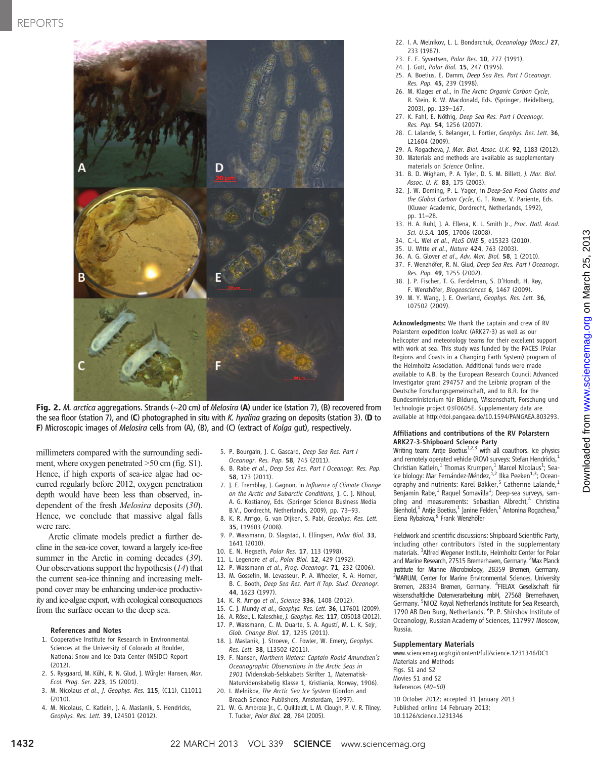Fig. 2. *M. arctica* aggregations. Strands (~20 cm) of *Melosira* (**A**) under ice (station 7), (B) recovered from the sea floor (station 7), and (**C**) photographed in situ with *K. hyalina* grazing on deposits (station 3). (**D** to **F**) Microscopic images of *Melosira* cells from (A), (B), and (C) (extract of *Kolga* gut), respectively.

millimeters compared with the surrounding sediment, where oxygen penetrated >50 cm (fig. S1). Hence, if high exports of sea-ice algae had occurred regularly before 2012, oxygen penetration depth would have been less than observed, independent of the fresh *Melosira* deposits (*30*). Hence, we conclude that massive algal falls were rare.

Arctic climate models predict a further decline in the sea-ice cover, toward a largely ice-free summer in the Arctic in coming decades (*39*). Our observations support the hypothesis (*14*) that the current sea-ice thinning and increasing melt-pond cover may be enhancing under-ice productivity and ice-algae export, with ecological consequences from the surface ocean to the deep sea.

### References and Notes

1. Cooperative Institute for Research in Environmental Sciences at the University of Colorado at Boulder, National Snow and Ice Data Center (NSIDC) Report (2012).
2. S. Rysgaard, M. Kühl, R. N. Glud, J. Würgler Hansen, *Mar. Ecol. Prog. Ser.* **223**, 15 (2001).
3. M. Nicolaus *et al.*, *J. Geophys. Res.* **115**, (C11), C11011 (2010).
4. M. Nicolaus, C. Katlein, J. A. Maslanik, S. Hendricks, *Geophys. Res. Lett.* **39**, L24501 (2012).
5. P. Bourgain, J. C. Gascard, *Deep Sea Res. Part I Oceanogr. Res. Pap.* **58**, 745 (2011).
6. B. Rabe *et al.*, *Deep Sea Res. Part I Oceanogr. Res. Pap.* **58**, 173 (2011).
7. J. E. Tremblay, J. Gagnon, in *Influence of Climate Change on the Arctic and Subarctic Conditions*, J. C. J. Nihoul, A. G. Kostianoy, Eds. (Springer Science Business Media B.V., Dordrecht, Netherlands, 2009), pp. 73–93.
8. K. R. Arrigo, G. van Dijken, S. Pabi, *Geophys. Res. Lett.* **35**, L19603 (2008).
9. P. Wassmann, D. Slagstad, I. Ellingsen, *Polar Biol.* **33**, 1641 (2010).
10. E. N. Hegseth, *Polar Res.* **17**, 113 (1998).
11. L. Legendre *et al.*, *Polar Biol.* **12**, 429 (1992).
12. P. Wassmann *et al.*, *Prog. Oceanogr.* **71**, 232 (2006).
13. M. Gosselin, M. Levasseur, P. A. Wheeler, R. A. Horner, B. C. Booth, *Deep Sea Res. Part II Top. Stud. Oceanogr.* **44**, 1623 (1997).
14. K. R. Arrigo *et al.*, *Science* **336**, 1408 (2012).
15. C. J. Mundy *et al.*, *Geophys. Res. Lett.* **36**, L17601 (2009).
16. A. Rösel, L. Kaleschke, *J. Geophys. Res.* **117**, C05018 (2012).
17. P. Wassmann, C. M. Duarte, S. Agustí, M. L. K. Sejr, *Glob. Change Biol.* **17**, 1235 (2011).
18. J. Maslanik, J. Stroeve, C. Fowler, W. Emery, *Geophys. Res. Lett.* **38**, L13502 (2011).
19. F. Nansen, *Northern Waters: Captain Roald Amundsen's Oceanographic Observations in the Arctic Seas in 1901* (Videnskab-Selskabets Skrifter 1, Matematisk-Naturvidenskabelig Klasse 1, Kristiania, Norway, 1906).
20. I. Melnikov, *The Arctic Sea Ice System* (Gordon and Breach Science Publishers, Amsterdam, 1997).
21. W. G. Ambrose Jr., C. Quillfeldt, L. M. Clough, P. V. R. Tilney, T. Tucker, *Polar Biol.* **28**, 784 (2005).
22. I. A. Melnikov, L. L. Bondarchuk, *Oceanology (Mosc.)* **27**, 233 (1987).
23. E. E. Syvertsen, *Polar Res.* **10**, 277 (1991).
24. J. Gutt, *Polar Biol.* **15**, 247 (1995).
25. A. Boetius, E. Damm, *Deep Sea Res. Part I Oceanogr. Res. Pap.* **45**, 239 (1998).
26. M. Klages *et al.*, in *The Arctic Organic Carbon Cycle*, R. Stein, R. W. Macdonald, Eds. (Springer, Heidelberg, 2003), pp. 139–167.
27. K. Fahl, E. Nöthig, *Deep Sea Res. Part I Oceanogr. Res. Pap.* **54**, 1256 (2007).
28. C. Lalande, S. Belanger, L. Fortier, *Geophys. Res. Lett.* **36**, L21604 (2009).
29. A. Rogacheva, *J. Mar. Biol. Assoc. U.K.* **92**, 1183 (2012).
30. Materials and methods are available as supplementary materials on *Science* Online.
31. B. D. Wigham, P. A. Tyler, D. S. M. Billett, *J. Mar. Biol. Assoc. U. K.* **83**, 175 (2003).
32. J. W. Deming, P. L. Yager, in *Deep-Sea Food Chains and the Global Carbon Cycle*, G. T. Rowe, V. Pariente, Eds. (Kluwer Academic, Dordrecht, Netherlands, 1992), pp. 11–28.
33. H. A. Ruhl, J. A. Ellena, K. L. Smith Jr., *Proc. Natl. Acad. Sci. U.S.A.* **105**, 17006 (2008).
34. C.-L. Wei *et al.*, *PLoS ONE* **5**, e15323 (2010).
35. U. Witte *et al.*, *Nature* **424**, 763 (2003).
36. A. G. Glover *et al.*, *Adv. Mar. Biol.* **58**, 1 (2010).
37. F. Wenzhöfer, R. N. Glud, *Deep Sea Res. Part I Oceanogr. Res. Pap.* **49**, 1255 (2002).
38. J. P. Fischer, T. G. Ferdelman, S. D'Hondt, H. Røy, F. Wenzhöfer, *Biogeosciences* **6**, 1467 (2009).
39. M. Y. Wang, J. E. Overland, *Geophys. Res. Lett.* **36**, L07502 (2009).

**Acknowledgments:** We thank the captain and crew of RV Polarstern expedition IceArc (ARK27-3) as well as our helicopter and meteorology teams for their excellent support with work at sea. This study was funded by the PACES (Polar Regions and Coasts in a Changing Earth System) program of the Helmholtz Association. Additional funds were made available to A.B. by the European Research Council Advanced Investigator grant 294757 and the Leibniz program of the Deutsche Forschungsgemeinschaft, and to B.R. for the Bundesministerium für Bildung, Wissenschaft, Forschung und Technologie project 03F0605E. Supplementary data are available at http://doi.pangaea.de/10.1594/PANGAEA.803293.

### Affiliations and contributions of the RV Polarstern ARK27-3-Shipboard Science Party

Writing team: Antje Boetius[1,2,3] with all coauthors. Ice physics and remotely operated vehicle (ROV) surveys: Stefan Hendricks,[1] Christian Katlein,[1] Thomas Krumpen,[1] Marcel Nicolaus[1]; Sea-ice biology: Mar Fernández-Méndez,[1,2] Ilka Peeken[1,3]; Oceanography and nutrients: Karel Bakker,[5] Catherine Lalande,[1] Benjamin Rabe,[1] Raquel Somavilla[1]; Deep-sea surveys, sampling and measurements: Sebastian Albrecht,[4] Christina Bienhold,[1] Antje Boetius,[1] Janine Felden,[1] Antonina Rogacheva,[6] Elena Rybakova,[6] Frank Wenzhöfer

Fieldwork and scientific discussions: Shipboard Scientific Party, including other contributors listed in the supplementary materials. [1]Alfred Wegener Institute, Helmholtz Center for Polar and Marine Research, 27515 Bremerhaven, Germany. [2]Max Planck Institute for Marine Microbiology, 28359 Bremen, Germany. [3]MARUM, Center for Marine Environmental Sciences, University Bremen, 28334 Bremen, Germany. [4]FIELAX Gesellschaft für wissenschaftliche Datenverarbeitung mbH, 27568 Bremerhaven, Germany. [5]NIOZ Royal Netherlands Institute for Sea Research, 1790 AB Den Burg, Netherlands. [6]P. P. Shirshov Institute of Oceanology, Russian Academy of Sciences, 117997 Moscow, Russia.

### Supplementary Materials

www.sciencemag.org/cgi/content/full/science.1231346/DC1
Materials and Methods
Figs. S1 and S2
Movies S1 and S2
References (*40*–*50*)

10 October 2012; accepted 31 January 2013
Published online 14 February 2013;
10.1126/science.1231346